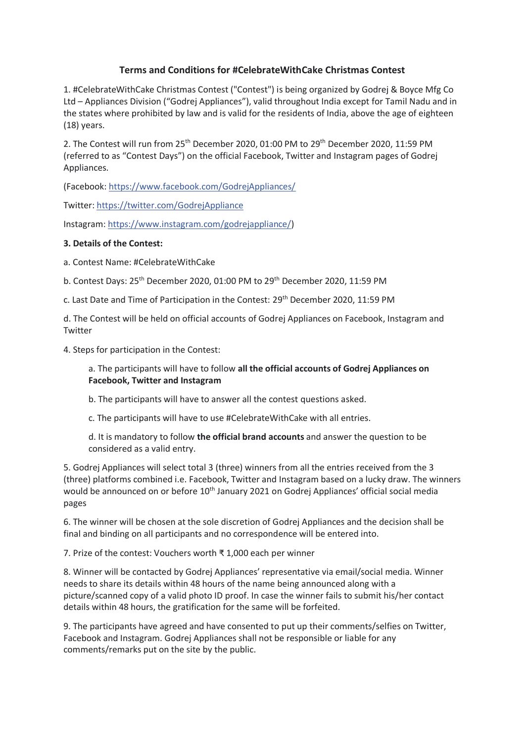# Terms and Conditions for #CelebrateWithCake Christmas Contest

1. #CelebrateWithCake Christmas Contest ("Contest") is being organized by Godrej & Boyce Mfg Co Ltd – Appliances Division ("Godrej Appliances"), valid throughout India except for Tamil Nadu and in the states where prohibited by law and is valid for the residents of India, above the age of eighteen (18) years.

2. The Contest will run from 25th December 2020, 01:00 PM to 29th December 2020, 11:59 PM (referred to as "Contest Days") on the official Facebook, Twitter and Instagram pages of Godrej Appliances.

(Facebook: https://www.facebook.com/GodrejAppliances/

Twitter: https://twitter.com/GodrejAppliance

Instagram: https://www.instagram.com/godrejappliance/)

**3. Details of the Contest:**

a. Contest Name: #CelebrateWithCake

b. Contest Days: 25th December 2020, 01:00 PM to 29th December 2020, 11:59 PM

c. Last Date and Time of Participation in the Contest: 29th December 2020, 11:59 PM

d. The Contest will be held on official accounts of Godrej Appliances on Facebook, Instagram and Twitter

4. Steps for participation in the Contest:

   a. The participants will have to follow **all the official accounts of Godrej Appliances on Facebook, Twitter and Instagram**

   b. The participants will have to answer all the contest questions asked.

   c. The participants will have to use #CelebrateWithCake with all entries.

   d. It is mandatory to follow **the official brand accounts** and answer the question to be considered as a valid entry.

5. Godrej Appliances will select total 3 (three) winners from all the entries received from the 3 (three) platforms combined i.e. Facebook, Twitter and Instagram based on a lucky draw. The winners would be announced on or before 10th January 2021 on Godrej Appliances' official social media pages

6. The winner will be chosen at the sole discretion of Godrej Appliances and the decision shall be final and binding on all participants and no correspondence will be entered into.

7. Prize of the contest: Vouchers worth ₹ 1,000 each per winner

8. Winner will be contacted by Godrej Appliances' representative via email/social media. Winner needs to share its details within 48 hours of the name being announced along with a picture/scanned copy of a valid photo ID proof. In case the winner fails to submit his/her contact details within 48 hours, the gratification for the same will be forfeited.

9. The participants have agreed and have consented to put up their comments/selfies on Twitter, Facebook and Instagram. Godrej Appliances shall not be responsible or liable for any comments/remarks put on the site by the public.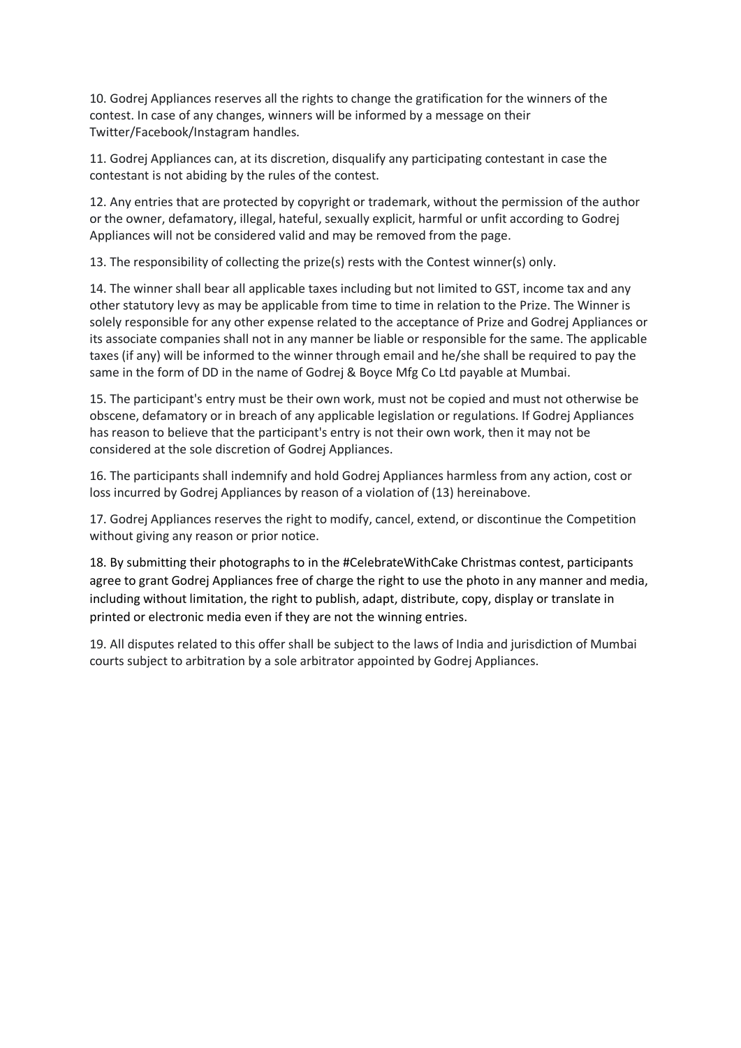10. Godrej Appliances reserves all the rights to change the gratification for the winners of the contest. In case of any changes, winners will be informed by a message on their Twitter/Facebook/Instagram handles.

11. Godrej Appliances can, at its discretion, disqualify any participating contestant in case the contestant is not abiding by the rules of the contest.

12. Any entries that are protected by copyright or trademark, without the permission of the author or the owner, defamatory, illegal, hateful, sexually explicit, harmful or unfit according to Godrej Appliances will not be considered valid and may be removed from the page.

13. The responsibility of collecting the prize(s) rests with the Contest winner(s) only.

14. The winner shall bear all applicable taxes including but not limited to GST, income tax and any other statutory levy as may be applicable from time to time in relation to the Prize. The Winner is solely responsible for any other expense related to the acceptance of Prize and Godrej Appliances or its associate companies shall not in any manner be liable or responsible for the same. The applicable taxes (if any) will be informed to the winner through email and he/she shall be required to pay the same in the form of DD in the name of Godrej & Boyce Mfg Co Ltd payable at Mumbai.

15. The participant's entry must be their own work, must not be copied and must not otherwise be obscene, defamatory or in breach of any applicable legislation or regulations. If Godrej Appliances has reason to believe that the participant's entry is not their own work, then it may not be considered at the sole discretion of Godrej Appliances.

16. The participants shall indemnify and hold Godrej Appliances harmless from any action, cost or loss incurred by Godrej Appliances by reason of a violation of (13) hereinabove.

17. Godrej Appliances reserves the right to modify, cancel, extend, or discontinue the Competition without giving any reason or prior notice.

18. By submitting their photographs to in the #CelebrateWithCake Christmas contest, participants agree to grant Godrej Appliances free of charge the right to use the photo in any manner and media, including without limitation, the right to publish, adapt, distribute, copy, display or translate in printed or electronic media even if they are not the winning entries.

19. All disputes related to this offer shall be subject to the laws of India and jurisdiction of Mumbai courts subject to arbitration by a sole arbitrator appointed by Godrej Appliances.